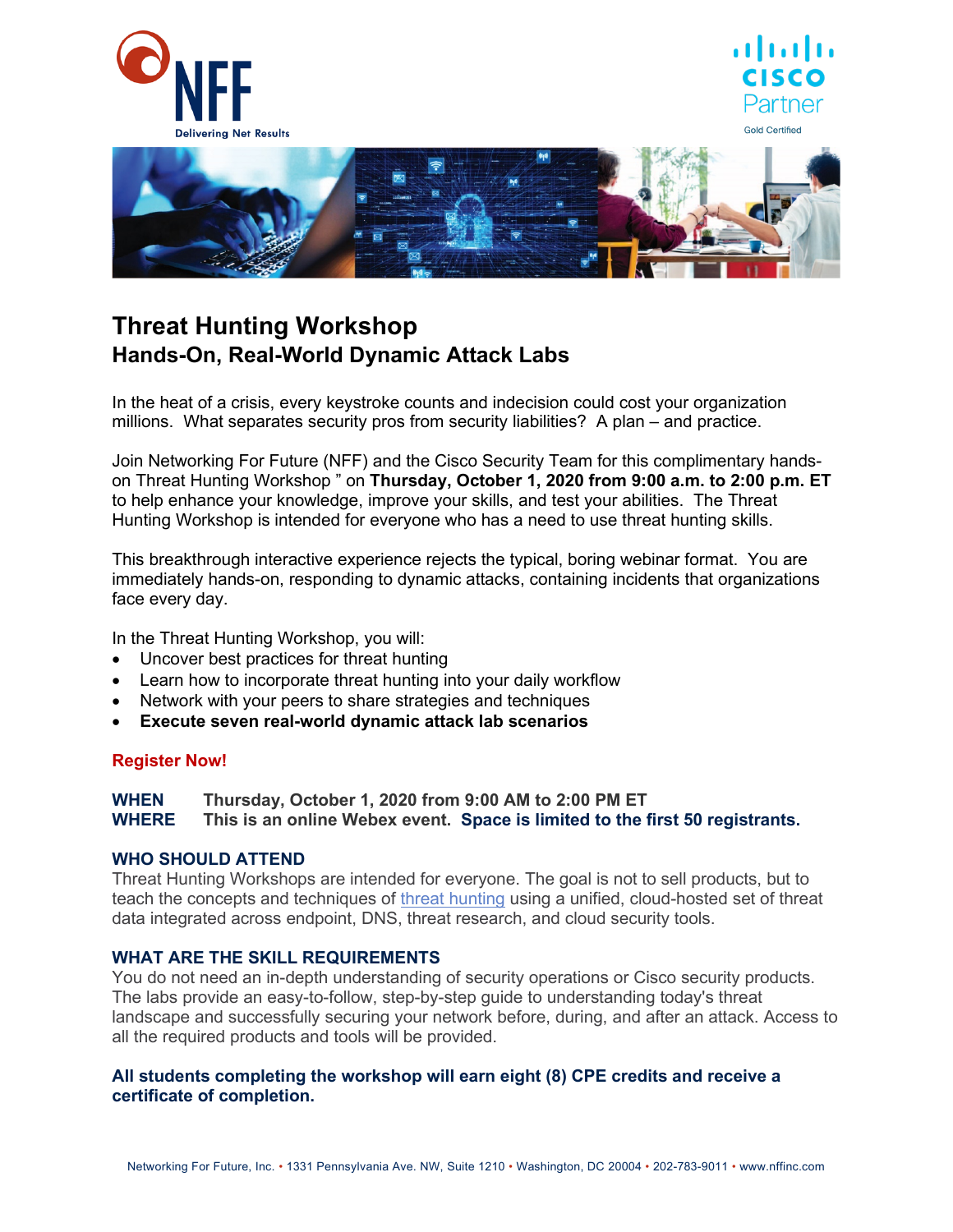# Threat Hunting Workshop

## Hands-On, Real-World Dynamic Attack Labs

In the heat of a crisis, every keystroke counts and indecision could cost your organization millions. What separates security pros from security liabilities? A plan – and practice.

Join Networking For Future (NFF) and the Cisco Security Team for this complimentary hands-on Threat Hunting Workshop " on **Thursday, October 1, 2020 from 9:00 a.m. to 2:00 p.m. ET** to help enhance your knowledge, improve your skills, and test your abilities. The Threat Hunting Workshop is intended for everyone who has a need to use threat hunting skills.

This breakthrough interactive experience rejects the typical, boring webinar format. You are immediately hands-on, responding to dynamic attacks, containing incidents that organizations face every day.

In the Threat Hunting Workshop, you will:

- Uncover best practices for threat hunting
- Learn how to incorporate threat hunting into your daily workflow
- Network with your peers to share strategies and techniques
- **Execute seven real-world dynamic attack lab scenarios**

**Register Now!**

**WHEN** **Thursday, October 1, 2020 from 9:00 AM to 2:00 PM ET**
**WHERE** **This is an online Webex event. Space is limited to the first 50 registrants.**

### WHO SHOULD ATTEND

Threat Hunting Workshops are intended for everyone. The goal is not to sell products, but to teach the concepts and techniques of threat hunting using a unified, cloud-hosted set of threat data integrated across endpoint, DNS, threat research, and cloud security tools.

### WHAT ARE THE SKILL REQUIREMENTS

You do not need an in-depth understanding of security operations or Cisco security products. The labs provide an easy-to-follow, step-by-step guide to understanding today's threat landscape and successfully securing your network before, during, and after an attack. Access to all the required products and tools will be provided.

**All students completing the workshop will earn eight (8) CPE credits and receive a certificate of completion.**

Networking For Future, Inc. • 1331 Pennsylvania Ave. NW, Suite 1210 • Washington, DC 20004 • 202-783-9011 • www.nffinc.com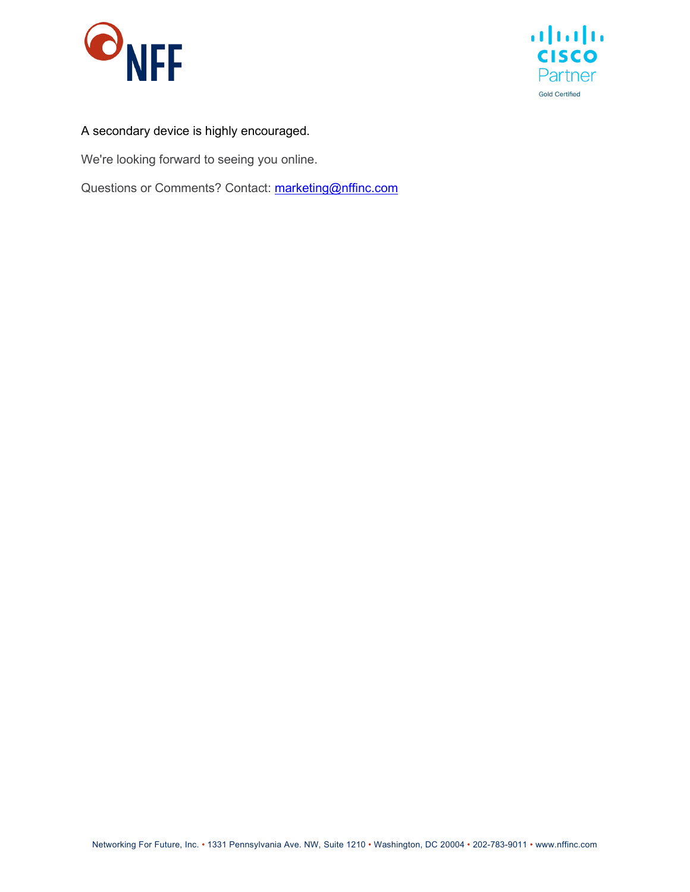A secondary device is highly encouraged.

We're looking forward to seeing you online.

Questions or Comments? Contact: marketing@nffinc.com

Networking For Future, Inc. • 1331 Pennsylvania Ave. NW, Suite 1210 • Washington, DC 20004 • 202-783-9011 • www.nffinc.com